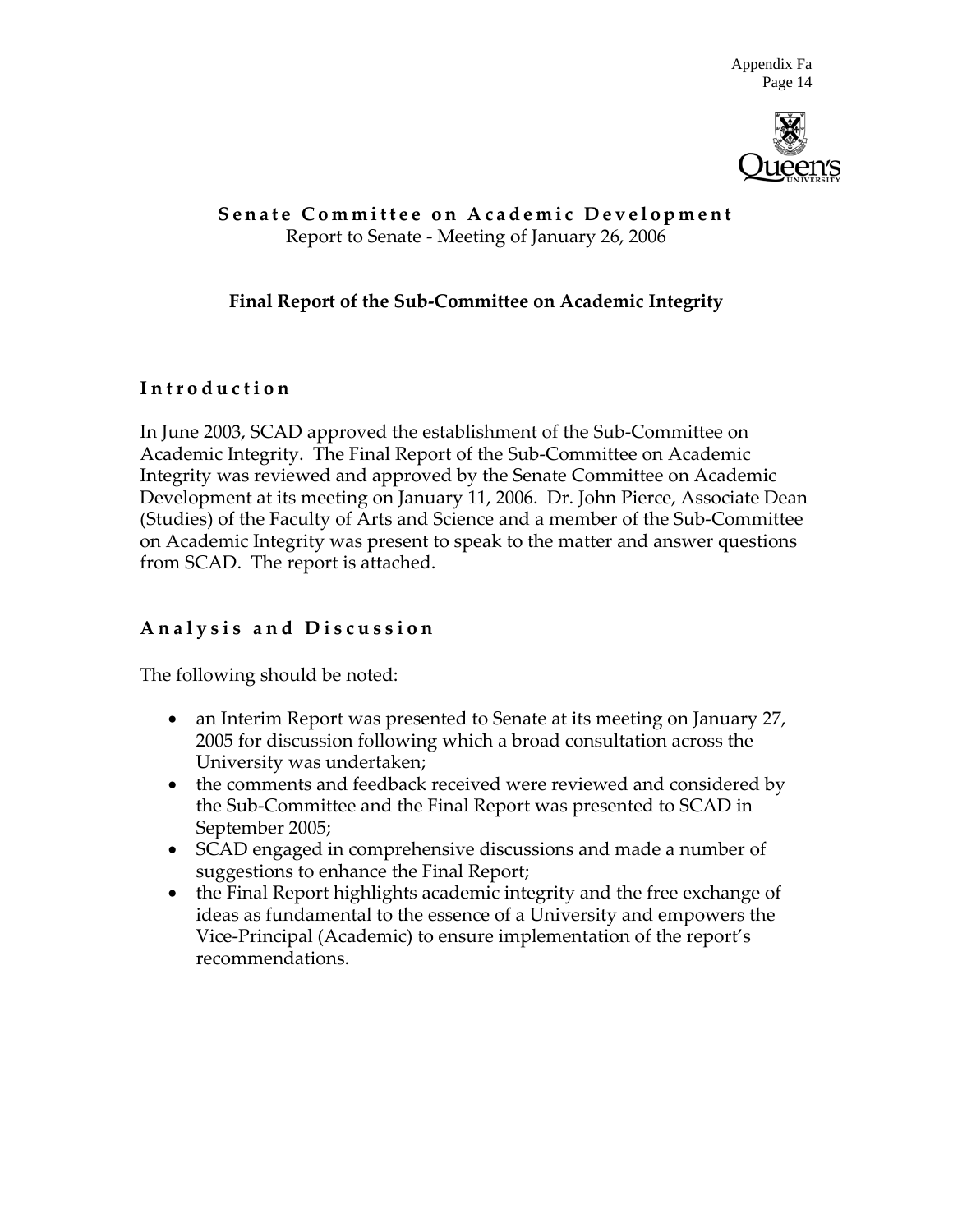# Senate Committee on Academic Development

Report to Senate - Meeting of January 26, 2006

## Final Report of the Sub-Committee on Academic Integrity

### Introduction

In June 2003, SCAD approved the establishment of the Sub-Committee on Academic Integrity. The Final Report of the Sub-Committee on Academic Integrity was reviewed and approved by the Senate Committee on Academic Development at its meeting on January 11, 2006. Dr. John Pierce, Associate Dean (Studies) of the Faculty of Arts and Science and a member of the Sub-Committee on Academic Integrity was present to speak to the matter and answer questions from SCAD. The report is attached.

### Analysis and Discussion

The following should be noted:

- an Interim Report was presented to Senate at its meeting on January 27, 2005 for discussion following which a broad consultation across the University was undertaken;
- the comments and feedback received were reviewed and considered by the Sub-Committee and the Final Report was presented to SCAD in September 2005;
- SCAD engaged in comprehensive discussions and made a number of suggestions to enhance the Final Report;
- the Final Report highlights academic integrity and the free exchange of ideas as fundamental to the essence of a University and empowers the Vice-Principal (Academic) to ensure implementation of the report's recommendations.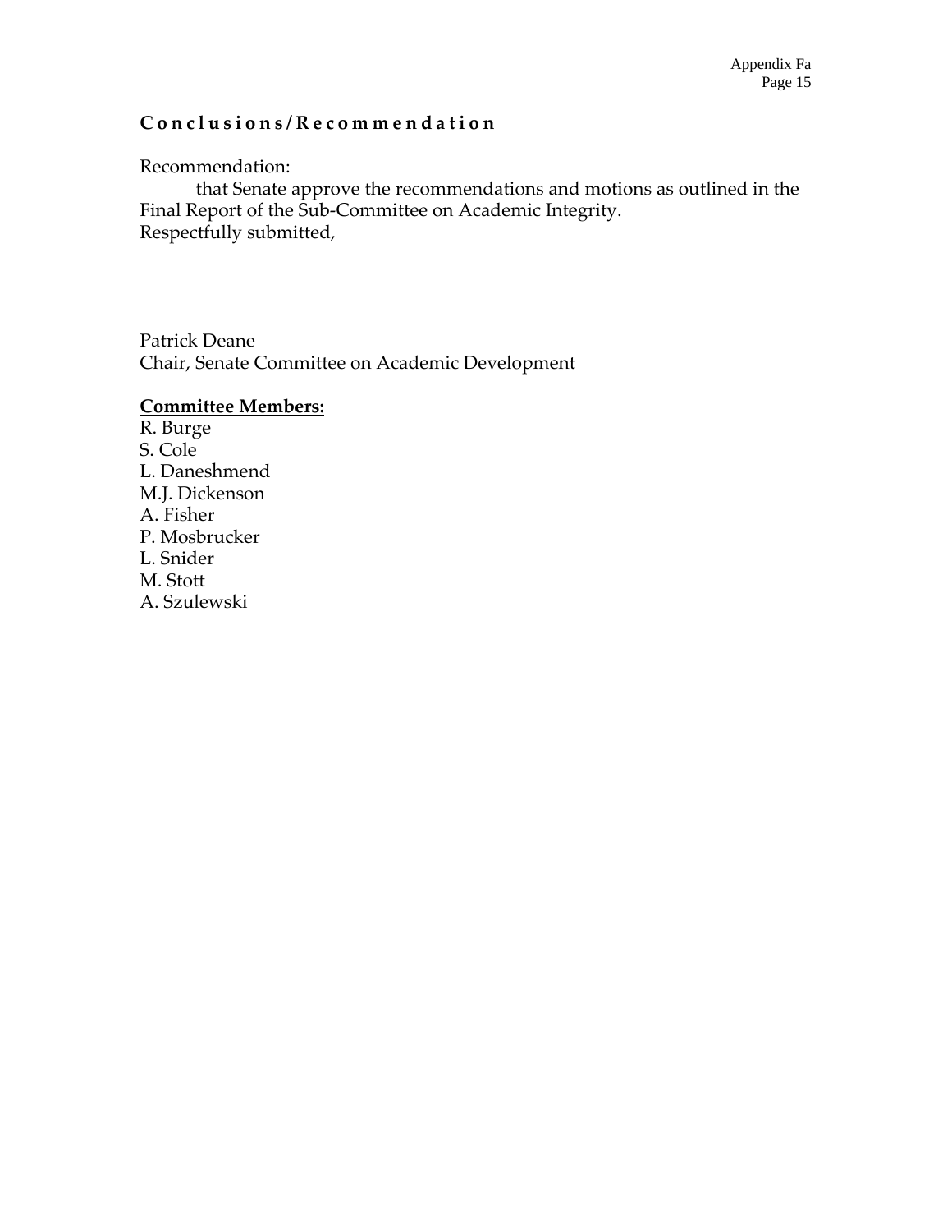## Conclusions/Recommendation

Recommendation:

that Senate approve the recommendations and motions as outlined in the Final Report of the Sub-Committee on Academic Integrity.

Respectfully submitted,

Patrick Deane
Chair, Senate Committee on Academic Development

**Committee Members:**

R. Burge
S. Cole
L. Daneshmend
M.J. Dickenson
A. Fisher
P. Mosbrucker
L. Snider
M. Stott
A. Szulewski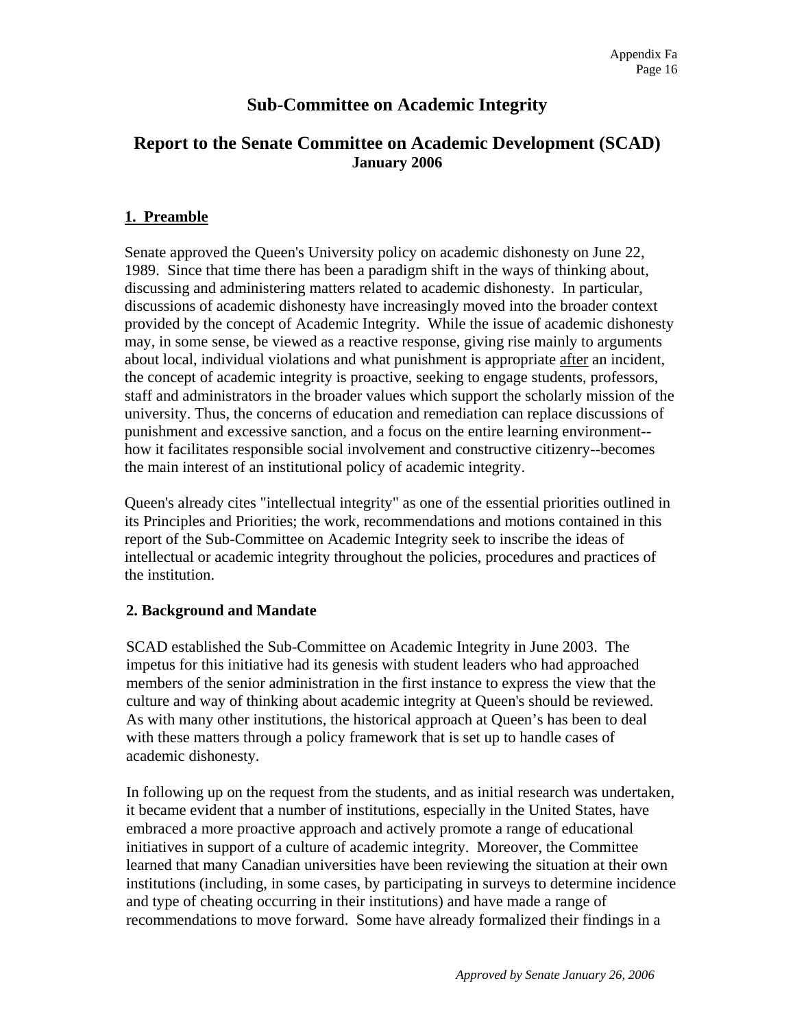# Sub-Committee on Academic Integrity

## Report to the Senate Committee on Academic Development (SCAD)
**January 2006**

### 1. Preamble

Senate approved the Queen's University policy on academic dishonesty on June 22, 1989. Since that time there has been a paradigm shift in the ways of thinking about, discussing and administering matters related to academic dishonesty. In particular, discussions of academic dishonesty have increasingly moved into the broader context provided by the concept of Academic Integrity. While the issue of academic dishonesty may, in some sense, be viewed as a reactive response, giving rise mainly to arguments about local, individual violations and what punishment is appropriate after an incident, the concept of academic integrity is proactive, seeking to engage students, professors, staff and administrators in the broader values which support the scholarly mission of the university. Thus, the concerns of education and remediation can replace discussions of punishment and excessive sanction, and a focus on the entire learning environment--how it facilitates responsible social involvement and constructive citizenry--becomes the main interest of an institutional policy of academic integrity.

Queen's already cites "intellectual integrity" as one of the essential priorities outlined in its Principles and Priorities; the work, recommendations and motions contained in this report of the Sub-Committee on Academic Integrity seek to inscribe the ideas of intellectual or academic integrity throughout the policies, procedures and practices of the institution.

### 2. Background and Mandate

SCAD established the Sub-Committee on Academic Integrity in June 2003. The impetus for this initiative had its genesis with student leaders who had approached members of the senior administration in the first instance to express the view that the culture and way of thinking about academic integrity at Queen's should be reviewed. As with many other institutions, the historical approach at Queen's has been to deal with these matters through a policy framework that is set up to handle cases of academic dishonesty.

In following up on the request from the students, and as initial research was undertaken, it became evident that a number of institutions, especially in the United States, have embraced a more proactive approach and actively promote a range of educational initiatives in support of a culture of academic integrity. Moreover, the Committee learned that many Canadian universities have been reviewing the situation at their own institutions (including, in some cases, by participating in surveys to determine incidence and type of cheating occurring in their institutions) and have made a range of recommendations to move forward. Some have already formalized their findings in a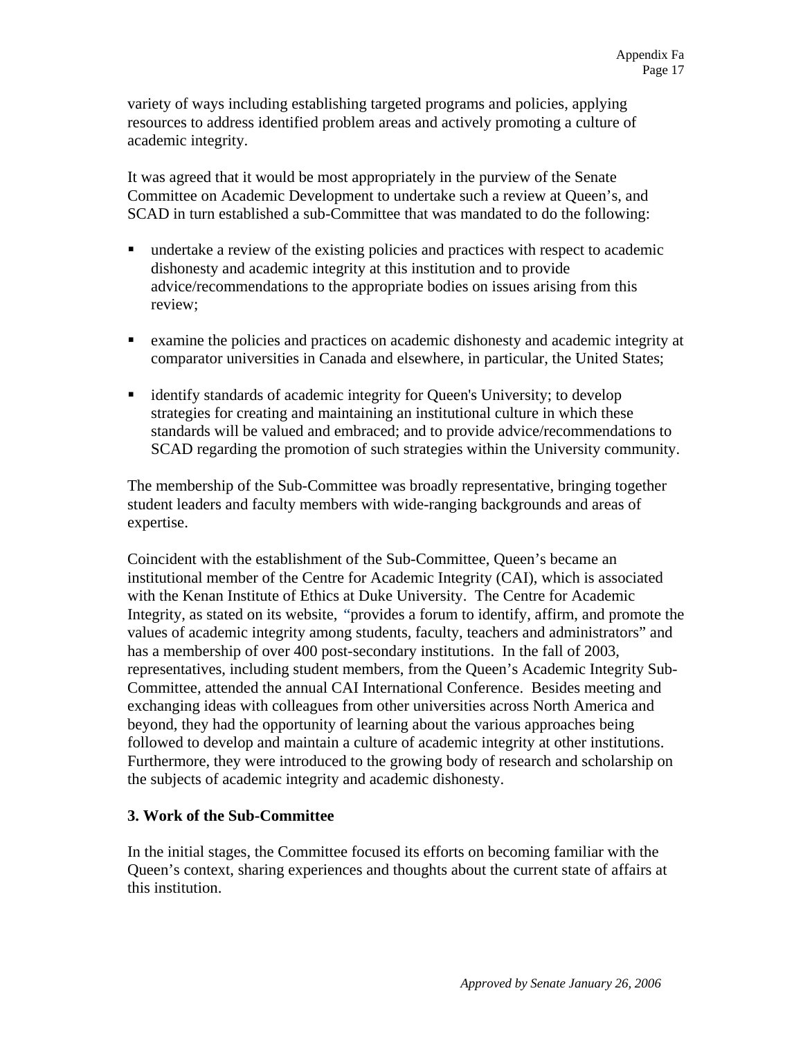variety of ways including establishing targeted programs and policies, applying resources to address identified problem areas and actively promoting a culture of academic integrity.

It was agreed that it would be most appropriately in the purview of the Senate Committee on Academic Development to undertake such a review at Queen's, and SCAD in turn established a sub-Committee that was mandated to do the following:

- undertake a review of the existing policies and practices with respect to academic dishonesty and academic integrity at this institution and to provide advice/recommendations to the appropriate bodies on issues arising from this review;
- examine the policies and practices on academic dishonesty and academic integrity at comparator universities in Canada and elsewhere, in particular, the United States;
- identify standards of academic integrity for Queen's University; to develop strategies for creating and maintaining an institutional culture in which these standards will be valued and embraced; and to provide advice/recommendations to SCAD regarding the promotion of such strategies within the University community.

The membership of the Sub-Committee was broadly representative, bringing together student leaders and faculty members with wide-ranging backgrounds and areas of expertise.

Coincident with the establishment of the Sub-Committee, Queen's became an institutional member of the Centre for Academic Integrity (CAI), which is associated with the Kenan Institute of Ethics at Duke University. The Centre for Academic Integrity, as stated on its website, "provides a forum to identify, affirm, and promote the values of academic integrity among students, faculty, teachers and administrators" and has a membership of over 400 post-secondary institutions. In the fall of 2003, representatives, including student members, from the Queen's Academic Integrity Sub-Committee, attended the annual CAI International Conference. Besides meeting and exchanging ideas with colleagues from other universities across North America and beyond, they had the opportunity of learning about the various approaches being followed to develop and maintain a culture of academic integrity at other institutions. Furthermore, they were introduced to the growing body of research and scholarship on the subjects of academic integrity and academic dishonesty.

### 3. Work of the Sub-Committee

In the initial stages, the Committee focused its efforts on becoming familiar with the Queen's context, sharing experiences and thoughts about the current state of affairs at this institution.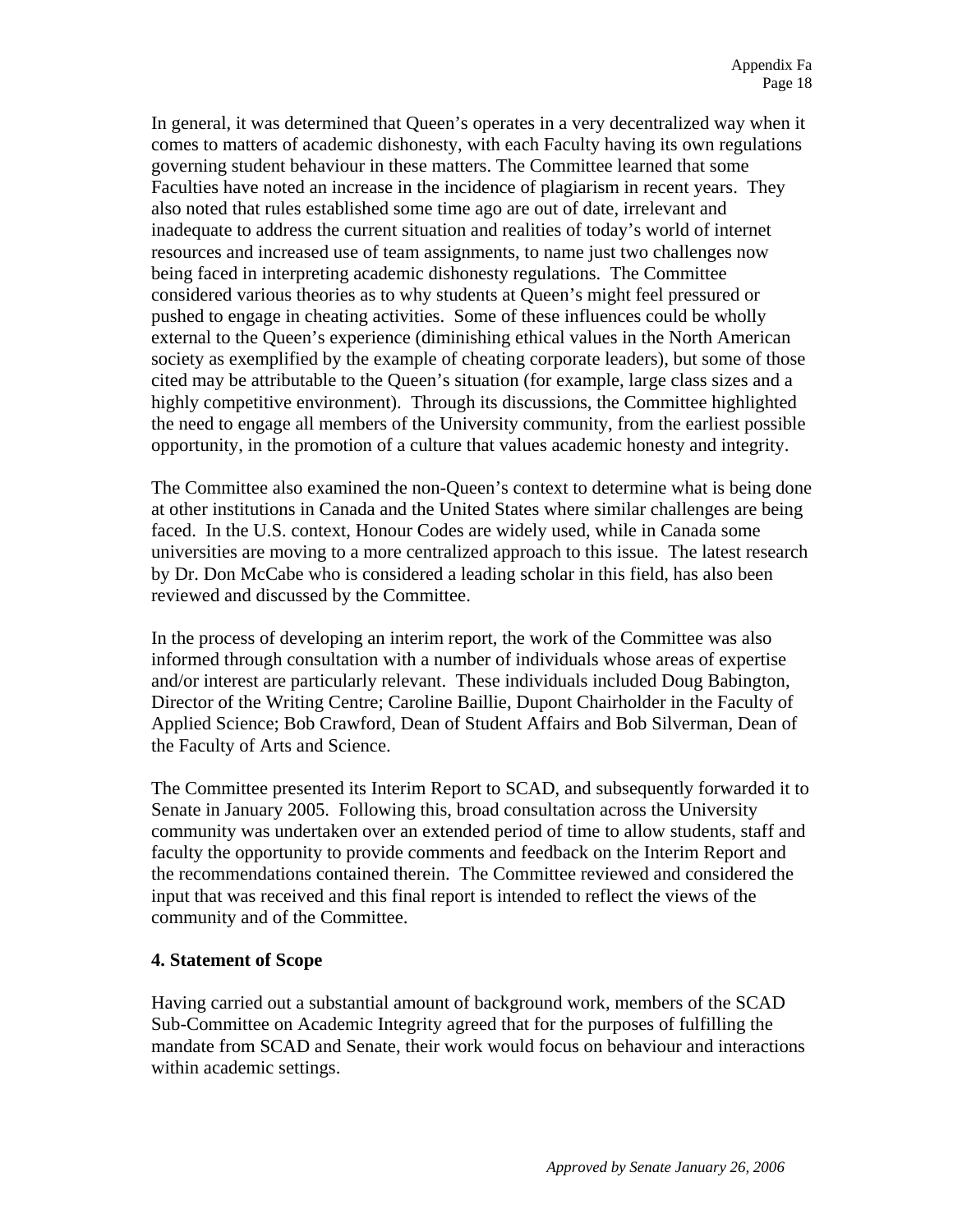In general, it was determined that Queen's operates in a very decentralized way when it comes to matters of academic dishonesty, with each Faculty having its own regulations governing student behaviour in these matters. The Committee learned that some Faculties have noted an increase in the incidence of plagiarism in recent years. They also noted that rules established some time ago are out of date, irrelevant and inadequate to address the current situation and realities of today's world of internet resources and increased use of team assignments, to name just two challenges now being faced in interpreting academic dishonesty regulations. The Committee considered various theories as to why students at Queen's might feel pressured or pushed to engage in cheating activities. Some of these influences could be wholly external to the Queen's experience (diminishing ethical values in the North American society as exemplified by the example of cheating corporate leaders), but some of those cited may be attributable to the Queen's situation (for example, large class sizes and a highly competitive environment). Through its discussions, the Committee highlighted the need to engage all members of the University community, from the earliest possible opportunity, in the promotion of a culture that values academic honesty and integrity.

The Committee also examined the non-Queen's context to determine what is being done at other institutions in Canada and the United States where similar challenges are being faced. In the U.S. context, Honour Codes are widely used, while in Canada some universities are moving to a more centralized approach to this issue. The latest research by Dr. Don McCabe who is considered a leading scholar in this field, has also been reviewed and discussed by the Committee.

In the process of developing an interim report, the work of the Committee was also informed through consultation with a number of individuals whose areas of expertise and/or interest are particularly relevant. These individuals included Doug Babington, Director of the Writing Centre; Caroline Baillie, Dupont Chairholder in the Faculty of Applied Science; Bob Crawford, Dean of Student Affairs and Bob Silverman, Dean of the Faculty of Arts and Science.

The Committee presented its Interim Report to SCAD, and subsequently forwarded it to Senate in January 2005. Following this, broad consultation across the University community was undertaken over an extended period of time to allow students, staff and faculty the opportunity to provide comments and feedback on the Interim Report and the recommendations contained therein. The Committee reviewed and considered the input that was received and this final report is intended to reflect the views of the community and of the Committee.

## 4. Statement of Scope

Having carried out a substantial amount of background work, members of the SCAD Sub-Committee on Academic Integrity agreed that for the purposes of fulfilling the mandate from SCAD and Senate, their work would focus on behaviour and interactions within academic settings.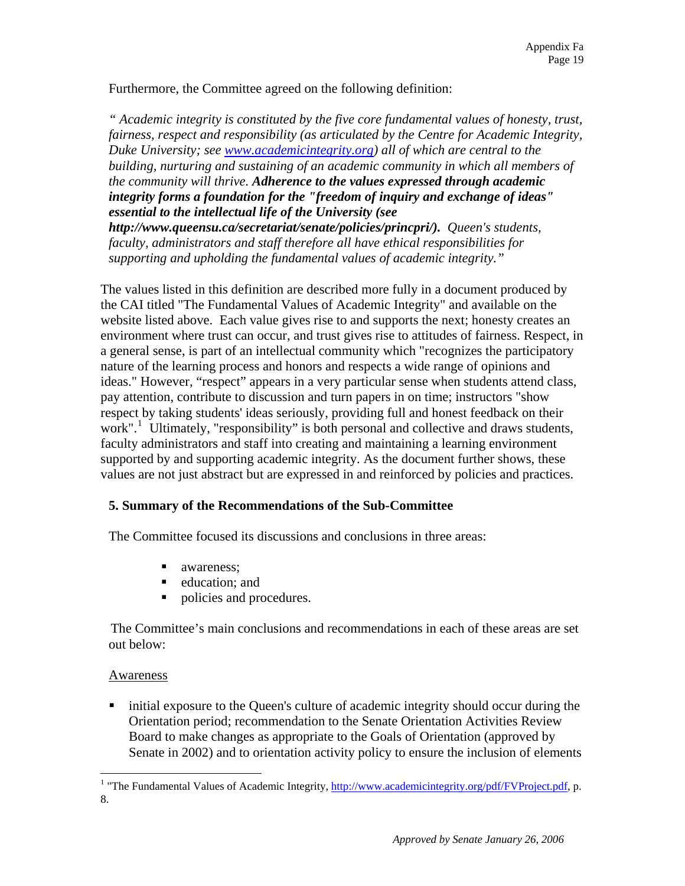Furthermore, the Committee agreed on the following definition:

*" Academic integrity is constituted by the five core fundamental values of honesty, trust, fairness, respect and responsibility (as articulated by the Centre for Academic Integrity, Duke University; see [www.academicintegrity.org](www.academicintegrity.org)) all of which are central to the building, nurturing and sustaining of an academic community in which all members of the community will thrive.* ***Adherence to the values expressed through academic integrity forms a foundation for the "freedom of inquiry and exchange of ideas" essential to the intellectual life of the University (see http://www.queensu.ca/secretariat/senate/policies/princpri/).*** *Queen's students, faculty, administrators and staff therefore all have ethical responsibilities for supporting and upholding the fundamental values of academic integrity."*

The values listed in this definition are described more fully in a document produced by the CAI titled "The Fundamental Values of Academic Integrity" and available on the website listed above. Each value gives rise to and supports the next; honesty creates an environment where trust can occur, and trust gives rise to attitudes of fairness. Respect, in a general sense, is part of an intellectual community which "recognizes the participatory nature of the learning process and honors and respects a wide range of opinions and ideas." However, "respect" appears in a very particular sense when students attend class, pay attention, contribute to discussion and turn papers in on time; instructors "show respect by taking students' ideas seriously, providing full and honest feedback on their work".[1] Ultimately, "responsibility" is both personal and collective and draws students, faculty administrators and staff into creating and maintaining a learning environment supported by and supporting academic integrity. As the document further shows, these values are not just abstract but are expressed in and reinforced by policies and practices.

## 5. Summary of the Recommendations of the Sub-Committee

The Committee focused its discussions and conclusions in three areas:

- awareness;
- education; and
- policies and procedures.

The Committee's main conclusions and recommendations in each of these areas are set out below:

Awareness

- initial exposure to the Queen's culture of academic integrity should occur during the Orientation period; recommendation to the Senate Orientation Activities Review Board to make changes as appropriate to the Goals of Orientation (approved by Senate in 2002) and to orientation activity policy to ensure the inclusion of elements

---

[1] "The Fundamental Values of Academic Integrity, [http://www.academicintegrity.org/pdf/FVProject.pdf](http://www.academicintegrity.org/pdf/FVProject.pdf), p. 8.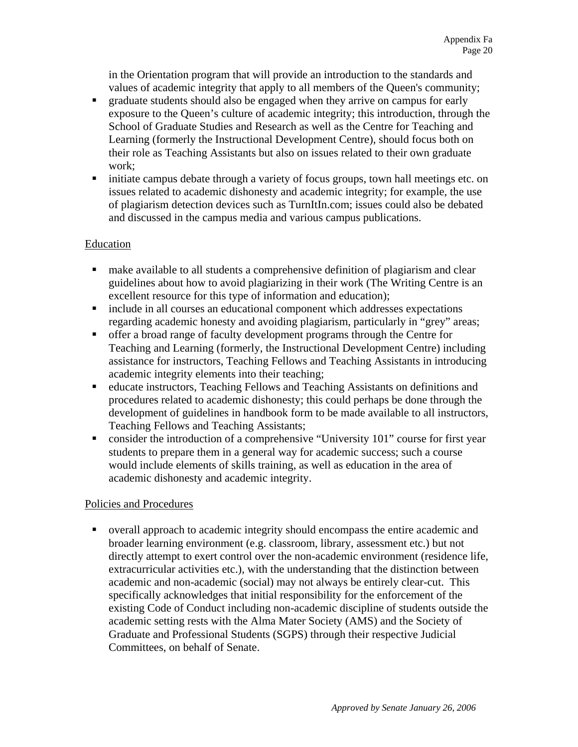in the Orientation program that will provide an introduction to the standards and values of academic integrity that apply to all members of the Queen's community;

- graduate students should also be engaged when they arrive on campus for early exposure to the Queen's culture of academic integrity; this introduction, through the School of Graduate Studies and Research as well as the Centre for Teaching and Learning (formerly the Instructional Development Centre), should focus both on their role as Teaching Assistants but also on issues related to their own graduate work;
- initiate campus debate through a variety of focus groups, town hall meetings etc. on issues related to academic dishonesty and academic integrity; for example, the use of plagiarism detection devices such as TurnItIn.com; issues could also be debated and discussed in the campus media and various campus publications.

Education

- make available to all students a comprehensive definition of plagiarism and clear guidelines about how to avoid plagiarizing in their work (The Writing Centre is an excellent resource for this type of information and education);
- include in all courses an educational component which addresses expectations regarding academic honesty and avoiding plagiarism, particularly in "grey" areas;
- offer a broad range of faculty development programs through the Centre for Teaching and Learning (formerly, the Instructional Development Centre) including assistance for instructors, Teaching Fellows and Teaching Assistants in introducing academic integrity elements into their teaching;
- educate instructors, Teaching Fellows and Teaching Assistants on definitions and procedures related to academic dishonesty; this could perhaps be done through the development of guidelines in handbook form to be made available to all instructors, Teaching Fellows and Teaching Assistants;
- consider the introduction of a comprehensive "University 101" course for first year students to prepare them in a general way for academic success; such a course would include elements of skills training, as well as education in the area of academic dishonesty and academic integrity.

Policies and Procedures

- overall approach to academic integrity should encompass the entire academic and broader learning environment (e.g. classroom, library, assessment etc.) but not directly attempt to exert control over the non-academic environment (residence life, extracurricular activities etc.), with the understanding that the distinction between academic and non-academic (social) may not always be entirely clear-cut. This specifically acknowledges that initial responsibility for the enforcement of the existing Code of Conduct including non-academic discipline of students outside the academic setting rests with the Alma Mater Society (AMS) and the Society of Graduate and Professional Students (SGPS) through their respective Judicial Committees, on behalf of Senate.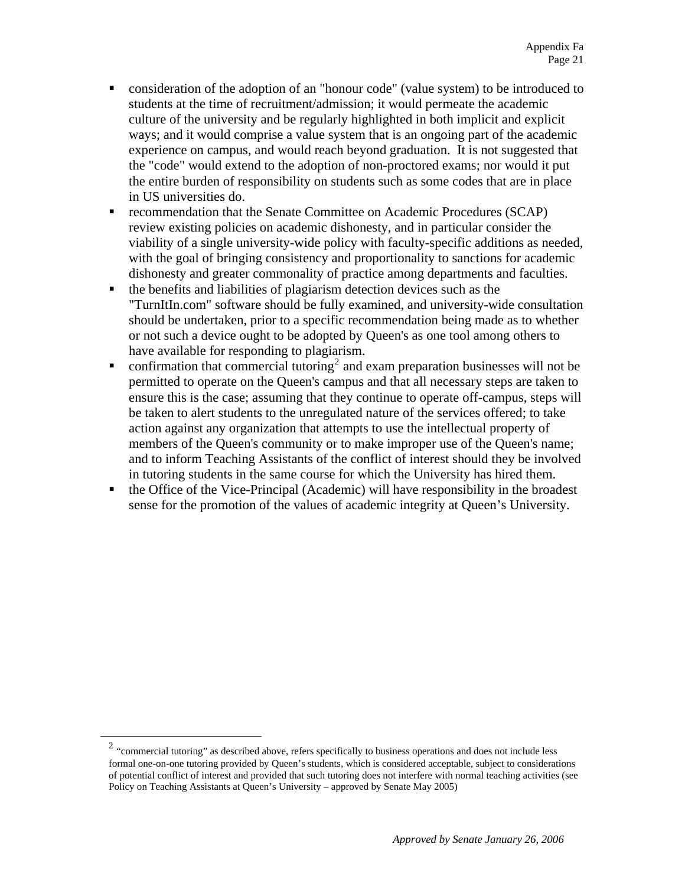- consideration of the adoption of an "honour code" (value system) to be introduced to students at the time of recruitment/admission; it would permeate the academic culture of the university and be regularly highlighted in both implicit and explicit ways; and it would comprise a value system that is an ongoing part of the academic experience on campus, and would reach beyond graduation. It is not suggested that the "code" would extend to the adoption of non-proctored exams; nor would it put the entire burden of responsibility on students such as some codes that are in place in US universities do.
- recommendation that the Senate Committee on Academic Procedures (SCAP) review existing policies on academic dishonesty, and in particular consider the viability of a single university-wide policy with faculty-specific additions as needed, with the goal of bringing consistency and proportionality to sanctions for academic dishonesty and greater commonality of practice among departments and faculties.
- the benefits and liabilities of plagiarism detection devices such as the "TurnItIn.com" software should be fully examined, and university-wide consultation should be undertaken, prior to a specific recommendation being made as to whether or not such a device ought to be adopted by Queen's as one tool among others to have available for responding to plagiarism.
- confirmation that commercial tutoring[2] and exam preparation businesses will not be permitted to operate on the Queen's campus and that all necessary steps are taken to ensure this is the case; assuming that they continue to operate off-campus, steps will be taken to alert students to the unregulated nature of the services offered; to take action against any organization that attempts to use the intellectual property of members of the Queen's community or to make improper use of the Queen's name; and to inform Teaching Assistants of the conflict of interest should they be involved in tutoring students in the same course for which the University has hired them.
- the Office of the Vice-Principal (Academic) will have responsibility in the broadest sense for the promotion of the values of academic integrity at Queen's University.

[2] "commercial tutoring" as described above, refers specifically to business operations and does not include less formal one-on-one tutoring provided by Queen's students, which is considered acceptable, subject to considerations of potential conflict of interest and provided that such tutoring does not interfere with normal teaching activities (see Policy on Teaching Assistants at Queen's University – approved by Senate May 2005)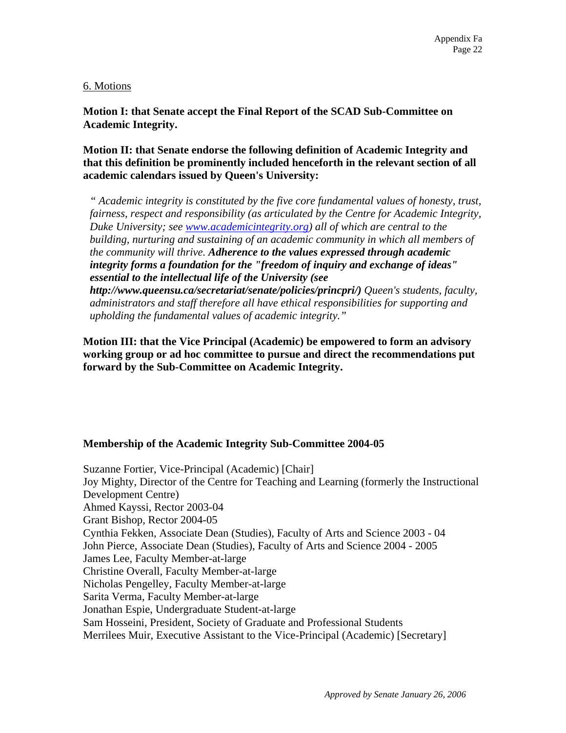## 6. Motions

**Motion I: that Senate accept the Final Report of the SCAD Sub-Committee on Academic Integrity.**

**Motion II: that Senate endorse the following definition of Academic Integrity and that this definition be prominently included henceforth in the relevant section of all academic calendars issued by Queen's University:**

*" Academic integrity is constituted by the five core fundamental values of honesty, trust, fairness, respect and responsibility (as articulated by the Centre for Academic Integrity, Duke University; see [www.academicintegrity.org](www.academicintegrity.org)) all of which are central to the building, nurturing and sustaining of an academic community in which all members of the community will thrive.* ***Adherence to the values expressed through academic integrity forms a foundation for the "freedom of inquiry and exchange of ideas" essential to the intellectual life of the University (see http://www.queensu.ca/secretariat/senate/policies/princpri/)*** *Queen's students, faculty, administrators and staff therefore all have ethical responsibilities for supporting and upholding the fundamental values of academic integrity."*

**Motion III: that the Vice Principal (Academic) be empowered to form an advisory working group or ad hoc committee to pursue and direct the recommendations put forward by the Sub-Committee on Academic Integrity.**

**Membership of the Academic Integrity Sub-Committee 2004-05**

Suzanne Fortier, Vice-Principal (Academic) [Chair]
Joy Mighty, Director of the Centre for Teaching and Learning (formerly the Instructional Development Centre)
Ahmed Kayssi, Rector 2003-04
Grant Bishop, Rector 2004-05
Cynthia Fekken, Associate Dean (Studies), Faculty of Arts and Science 2003 - 04
John Pierce, Associate Dean (Studies), Faculty of Arts and Science 2004 - 2005
James Lee, Faculty Member-at-large
Christine Overall, Faculty Member-at-large
Nicholas Pengelley, Faculty Member-at-large
Sarita Verma, Faculty Member-at-large
Jonathan Espie, Undergraduate Student-at-large
Sam Hosseini, President, Society of Graduate and Professional Students
Merrilees Muir, Executive Assistant to the Vice-Principal (Academic) [Secretary]

*Approved by Senate January 26, 2006*